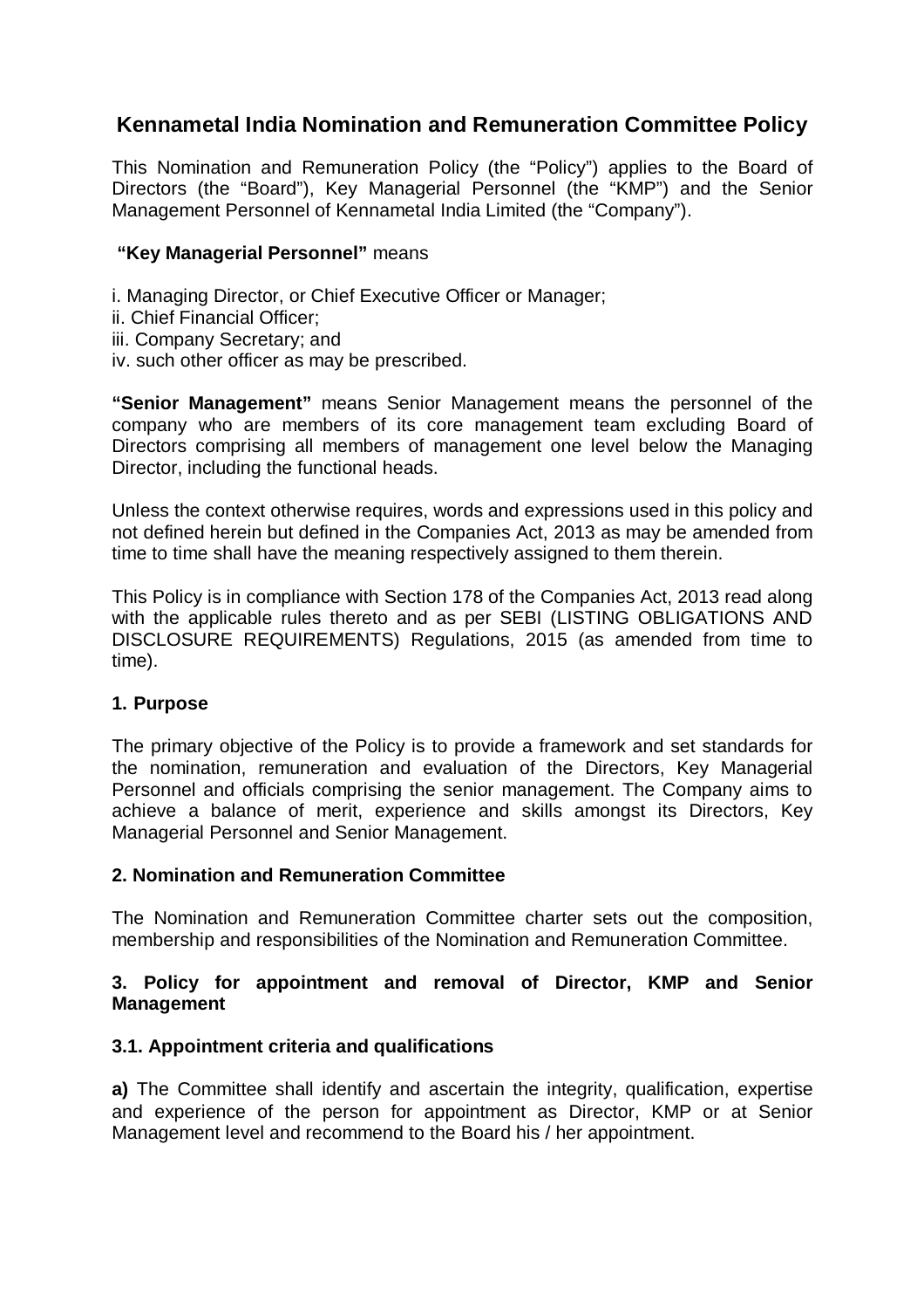# Kennametal India Nomination and Remuneration Committee Policy

This Nomination and Remuneration Policy (the "Policy") applies to the Board of Directors (the "Board"), Key Managerial Personnel (the "KMP") and the Senior Management Personnel of Kennametal India Limited (the "Company").

**"Key Managerial Personnel"** means

i. Managing Director, or Chief Executive Officer or Manager;
ii. Chief Financial Officer;
iii. Company Secretary; and
iv. such other officer as may be prescribed.

**"Senior Management"** means Senior Management means the personnel of the company who are members of its core management team excluding Board of Directors comprising all members of management one level below the Managing Director, including the functional heads.

Unless the context otherwise requires, words and expressions used in this policy and not defined herein but defined in the Companies Act, 2013 as may be amended from time to time shall have the meaning respectively assigned to them therein.

This Policy is in compliance with Section 178 of the Companies Act, 2013 read along with the applicable rules thereto and as per SEBI (LISTING OBLIGATIONS AND DISCLOSURE REQUIREMENTS) Regulations, 2015 (as amended from time to time).

## 1. Purpose

The primary objective of the Policy is to provide a framework and set standards for the nomination, remuneration and evaluation of the Directors, Key Managerial Personnel and officials comprising the senior management. The Company aims to achieve a balance of merit, experience and skills amongst its Directors, Key Managerial Personnel and Senior Management.

## 2. Nomination and Remuneration Committee

The Nomination and Remuneration Committee charter sets out the composition, membership and responsibilities of the Nomination and Remuneration Committee.

## 3. Policy for appointment and removal of Director, KMP and Senior Management

### 3.1. Appointment criteria and qualifications

**a)** The Committee shall identify and ascertain the integrity, qualification, expertise and experience of the person for appointment as Director, KMP or at Senior Management level and recommend to the Board his / her appointment.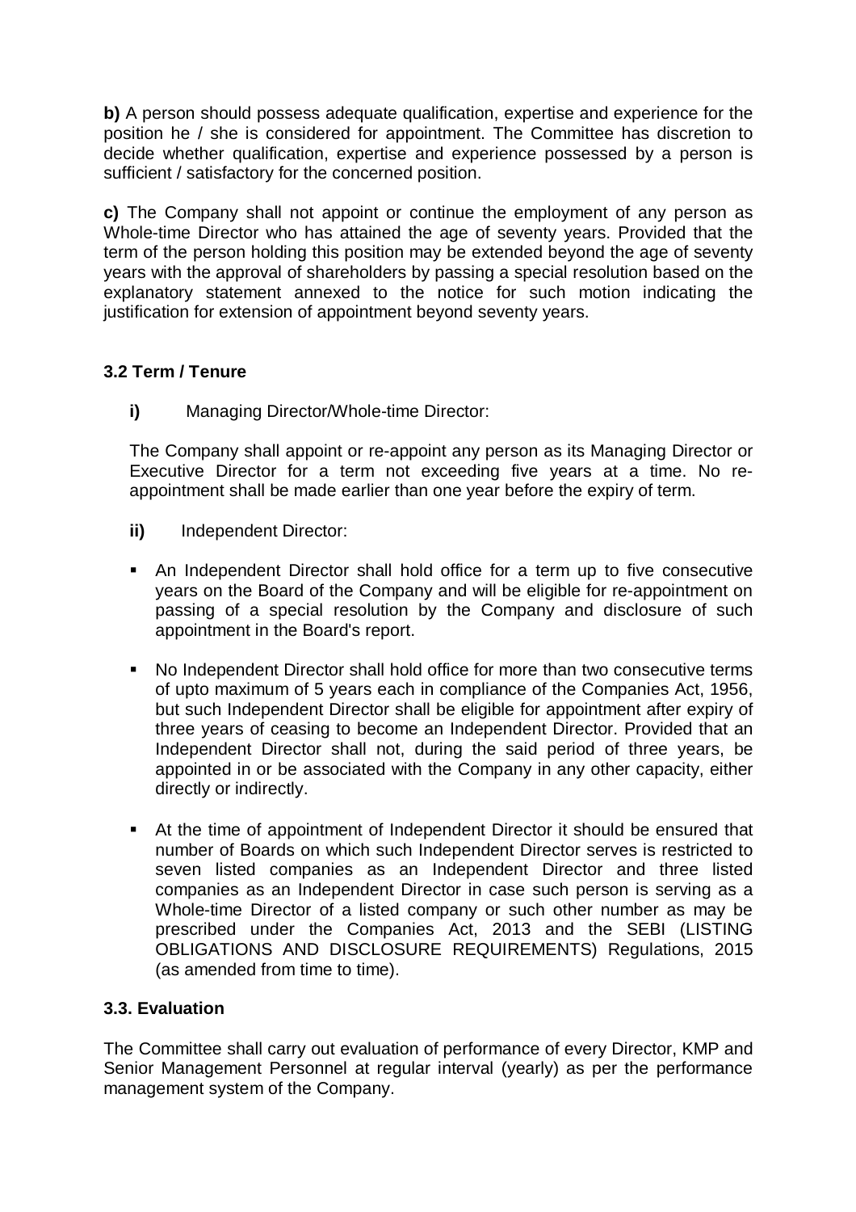**b)** A person should possess adequate qualification, expertise and experience for the position he / she is considered for appointment. The Committee has discretion to decide whether qualification, expertise and experience possessed by a person is sufficient / satisfactory for the concerned position.

**c)** The Company shall not appoint or continue the employment of any person as Whole-time Director who has attained the age of seventy years. Provided that the term of the person holding this position may be extended beyond the age of seventy years with the approval of shareholders by passing a special resolution based on the explanatory statement annexed to the notice for such motion indicating the justification for extension of appointment beyond seventy years.

### 3.2 Term / Tenure

**i)** Managing Director/Whole-time Director:

The Company shall appoint or re-appoint any person as its Managing Director or Executive Director for a term not exceeding five years at a time. No re-appointment shall be made earlier than one year before the expiry of term.

**ii)** Independent Director:

- An Independent Director shall hold office for a term up to five consecutive years on the Board of the Company and will be eligible for re-appointment on passing of a special resolution by the Company and disclosure of such appointment in the Board's report.
- No Independent Director shall hold office for more than two consecutive terms of upto maximum of 5 years each in compliance of the Companies Act, 1956, but such Independent Director shall be eligible for appointment after expiry of three years of ceasing to become an Independent Director. Provided that an Independent Director shall not, during the said period of three years, be appointed in or be associated with the Company in any other capacity, either directly or indirectly.
- At the time of appointment of Independent Director it should be ensured that number of Boards on which such Independent Director serves is restricted to seven listed companies as an Independent Director and three listed companies as an Independent Director in case such person is serving as a Whole-time Director of a listed company or such other number as may be prescribed under the Companies Act, 2013 and the SEBI (LISTING OBLIGATIONS AND DISCLOSURE REQUIREMENTS) Regulations, 2015 (as amended from time to time).

### 3.3. Evaluation

The Committee shall carry out evaluation of performance of every Director, KMP and Senior Management Personnel at regular interval (yearly) as per the performance management system of the Company.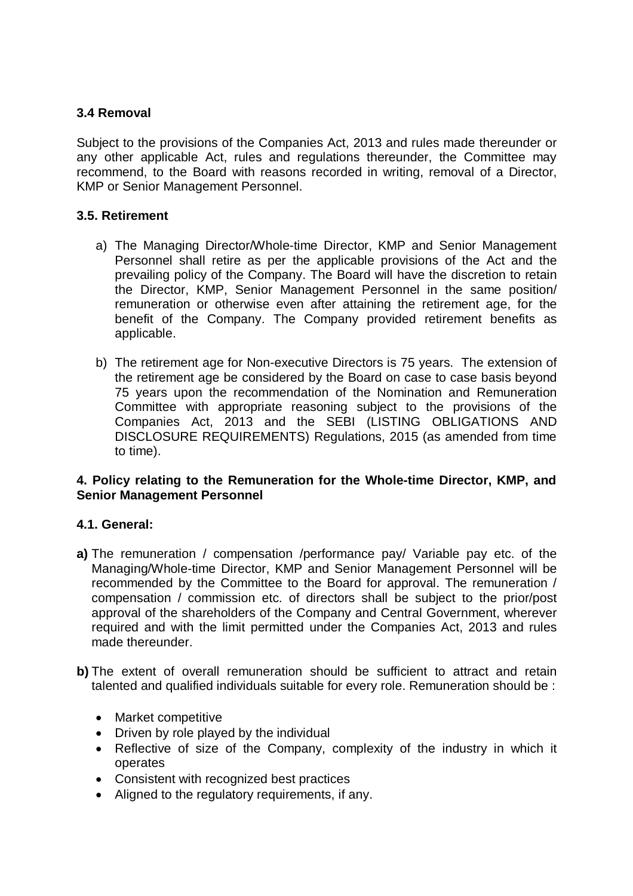### 3.4 Removal

Subject to the provisions of the Companies Act, 2013 and rules made thereunder or any other applicable Act, rules and regulations thereunder, the Committee may recommend, to the Board with reasons recorded in writing, removal of a Director, KMP or Senior Management Personnel.

### 3.5. Retirement

a) The Managing Director/Whole-time Director, KMP and Senior Management Personnel shall retire as per the applicable provisions of the Act and the prevailing policy of the Company. The Board will have the discretion to retain the Director, KMP, Senior Management Personnel in the same position/ remuneration or otherwise even after attaining the retirement age, for the benefit of the Company. The Company provided retirement benefits as applicable.

b) The retirement age for Non-executive Directors is 75 years. The extension of the retirement age be considered by the Board on case to case basis beyond 75 years upon the recommendation of the Nomination and Remuneration Committee with appropriate reasoning subject to the provisions of the Companies Act, 2013 and the SEBI (LISTING OBLIGATIONS AND DISCLOSURE REQUIREMENTS) Regulations, 2015 (as amended from time to time).

## 4. Policy relating to the Remuneration for the Whole-time Director, KMP, and Senior Management Personnel

### 4.1. General:

**a)** The remuneration / compensation /performance pay/ Variable pay etc. of the Managing/Whole-time Director, KMP and Senior Management Personnel will be recommended by the Committee to the Board for approval. The remuneration / compensation / commission etc. of directors shall be subject to the prior/post approval of the shareholders of the Company and Central Government, wherever required and with the limit permitted under the Companies Act, 2013 and rules made thereunder.

**b)** The extent of overall remuneration should be sufficient to attract and retain talented and qualified individuals suitable for every role. Remuneration should be :

- Market competitive
- Driven by role played by the individual
- Reflective of size of the Company, complexity of the industry in which it operates
- Consistent with recognized best practices
- Aligned to the regulatory requirements, if any.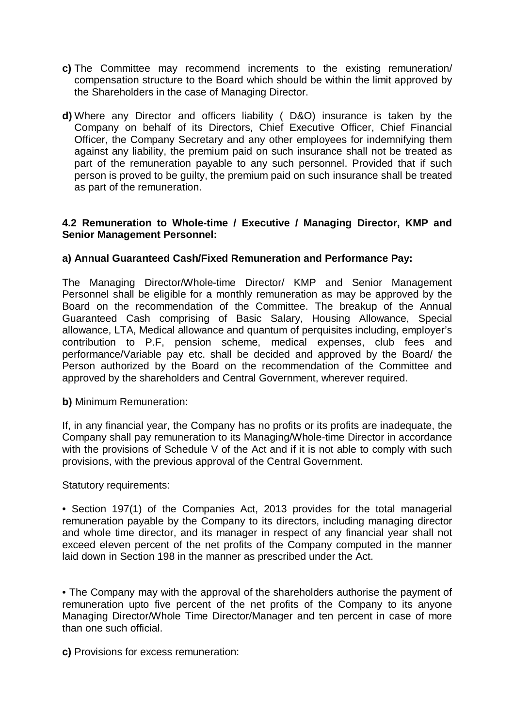**c)** The Committee may recommend increments to the existing remuneration/ compensation structure to the Board which should be within the limit approved by the Shareholders in the case of Managing Director.

**d)** Where any Director and officers liability ( D&O) insurance is taken by the Company on behalf of its Directors, Chief Executive Officer, Chief Financial Officer, the Company Secretary and any other employees for indemnifying them against any liability, the premium paid on such insurance shall not be treated as part of the remuneration payable to any such personnel. Provided that if such person is proved to be guilty, the premium paid on such insurance shall be treated as part of the remuneration.

**4.2 Remuneration to Whole-time / Executive / Managing Director, KMP and Senior Management Personnel:**

**a) Annual Guaranteed Cash/Fixed Remuneration and Performance Pay:**

The Managing Director/Whole-time Director/ KMP and Senior Management Personnel shall be eligible for a monthly remuneration as may be approved by the Board on the recommendation of the Committee. The breakup of the Annual Guaranteed Cash comprising of Basic Salary, Housing Allowance, Special allowance, LTA, Medical allowance and quantum of perquisites including, employer's contribution to P.F, pension scheme, medical expenses, club fees and performance/Variable pay etc. shall be decided and approved by the Board/ the Person authorized by the Board on the recommendation of the Committee and approved by the shareholders and Central Government, wherever required.

**b)** Minimum Remuneration:

If, in any financial year, the Company has no profits or its profits are inadequate, the Company shall pay remuneration to its Managing/Whole-time Director in accordance with the provisions of Schedule V of the Act and if it is not able to comply with such provisions, with the previous approval of the Central Government.

Statutory requirements:

• Section 197(1) of the Companies Act, 2013 provides for the total managerial remuneration payable by the Company to its directors, including managing director and whole time director, and its manager in respect of any financial year shall not exceed eleven percent of the net profits of the Company computed in the manner laid down in Section 198 in the manner as prescribed under the Act.

• The Company may with the approval of the shareholders authorise the payment of remuneration upto five percent of the net profits of the Company to its anyone Managing Director/Whole Time Director/Manager and ten percent in case of more than one such official.

**c)** Provisions for excess remuneration: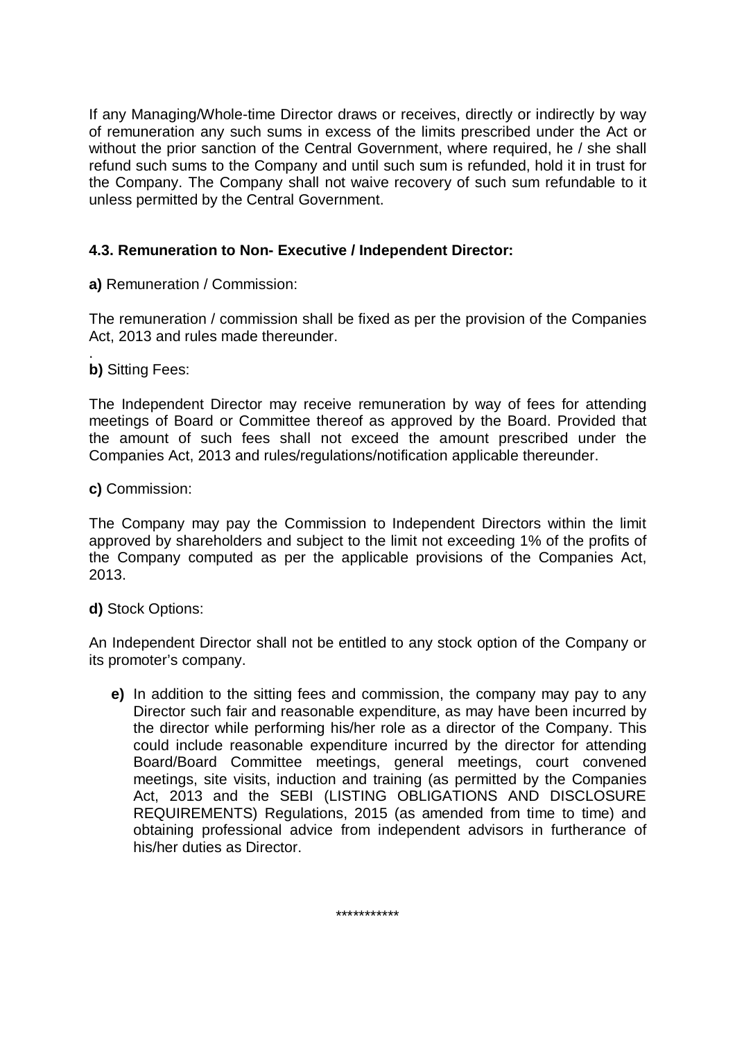If any Managing/Whole-time Director draws or receives, directly or indirectly by way of remuneration any such sums in excess of the limits prescribed under the Act or without the prior sanction of the Central Government, where required, he / she shall refund such sums to the Company and until such sum is refunded, hold it in trust for the Company. The Company shall not waive recovery of such sum refundable to it unless permitted by the Central Government.

### 4.3. Remuneration to Non- Executive / Independent Director:

**a)** Remuneration / Commission:

The remuneration / commission shall be fixed as per the provision of the Companies Act, 2013 and rules made thereunder.

.
**b)** Sitting Fees:

The Independent Director may receive remuneration by way of fees for attending meetings of Board or Committee thereof as approved by the Board. Provided that the amount of such fees shall not exceed the amount prescribed under the Companies Act, 2013 and rules/regulations/notification applicable thereunder.

**c)** Commission:

The Company may pay the Commission to Independent Directors within the limit approved by shareholders and subject to the limit not exceeding 1% of the profits of the Company computed as per the applicable provisions of the Companies Act, 2013.

**d)** Stock Options:

An Independent Director shall not be entitled to any stock option of the Company or its promoter's company.

**e)** In addition to the sitting fees and commission, the company may pay to any Director such fair and reasonable expenditure, as may have been incurred by the director while performing his/her role as a director of the Company. This could include reasonable expenditure incurred by the director for attending Board/Board Committee meetings, general meetings, court convened meetings, site visits, induction and training (as permitted by the Companies Act, 2013 and the SEBI (LISTING OBLIGATIONS AND DISCLOSURE REQUIREMENTS) Regulations, 2015 (as amended from time to time) and obtaining professional advice from independent advisors in furtherance of his/her duties as Director.

***********